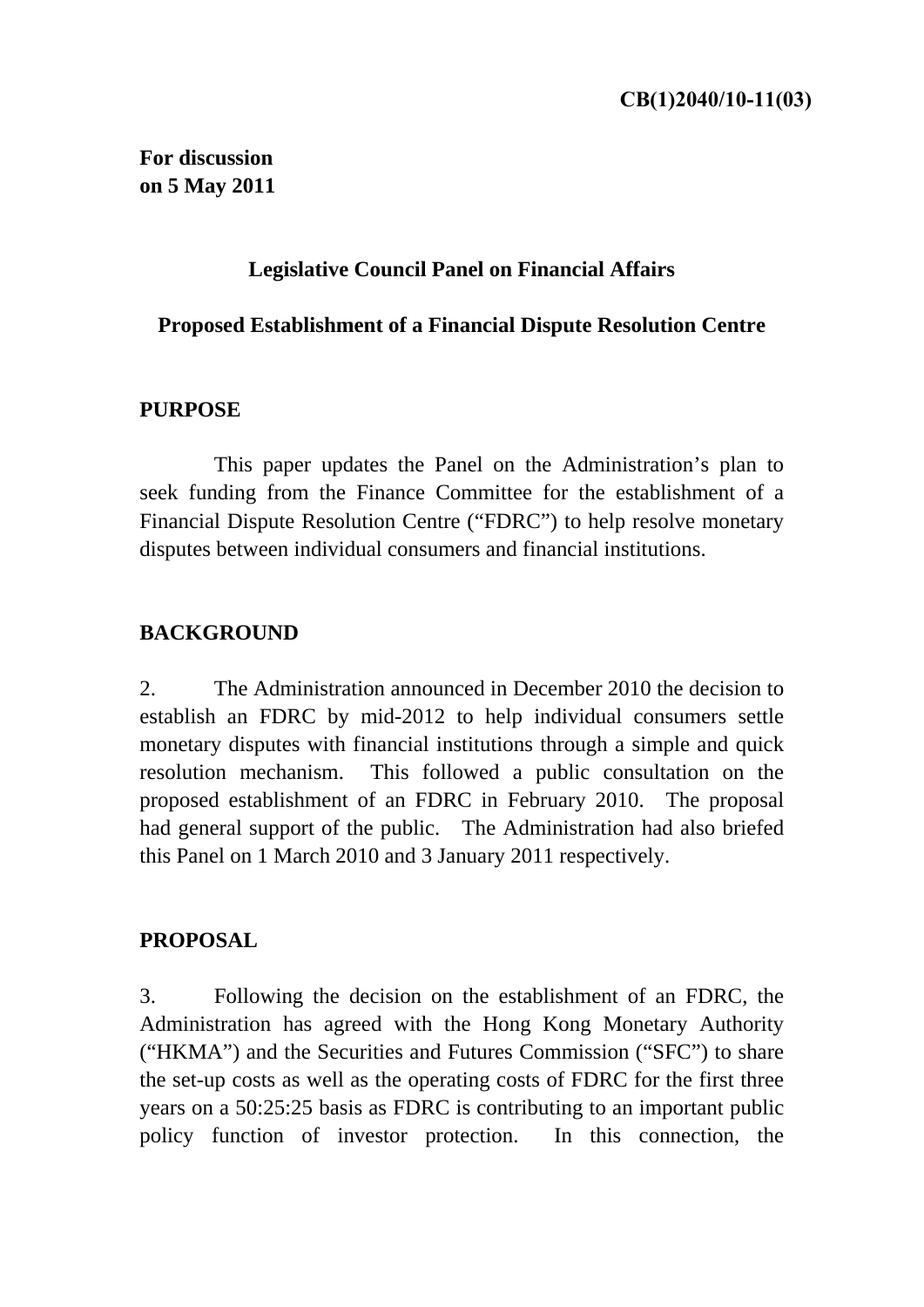**CB(1)2040/10-11(03)**

**For discussion on 5 May 2011**

## Legislative Council Panel on Financial Affairs

## Proposed Establishment of a Financial Dispute Resolution Centre

### PURPOSE

This paper updates the Panel on the Administration's plan to seek funding from the Finance Committee for the establishment of a Financial Dispute Resolution Centre ("FDRC") to help resolve monetary disputes between individual consumers and financial institutions.

### BACKGROUND

2. The Administration announced in December 2010 the decision to establish an FDRC by mid-2012 to help individual consumers settle monetary disputes with financial institutions through a simple and quick resolution mechanism. This followed a public consultation on the proposed establishment of an FDRC in February 2010. The proposal had general support of the public. The Administration had also briefed this Panel on 1 March 2010 and 3 January 2011 respectively.

### PROPOSAL

3. Following the decision on the establishment of an FDRC, the Administration has agreed with the Hong Kong Monetary Authority ("HKMA") and the Securities and Futures Commission ("SFC") to share the set-up costs as well as the operating costs of FDRC for the first three years on a 50:25:25 basis as FDRC is contributing to an important public policy function of investor protection. In this connection, the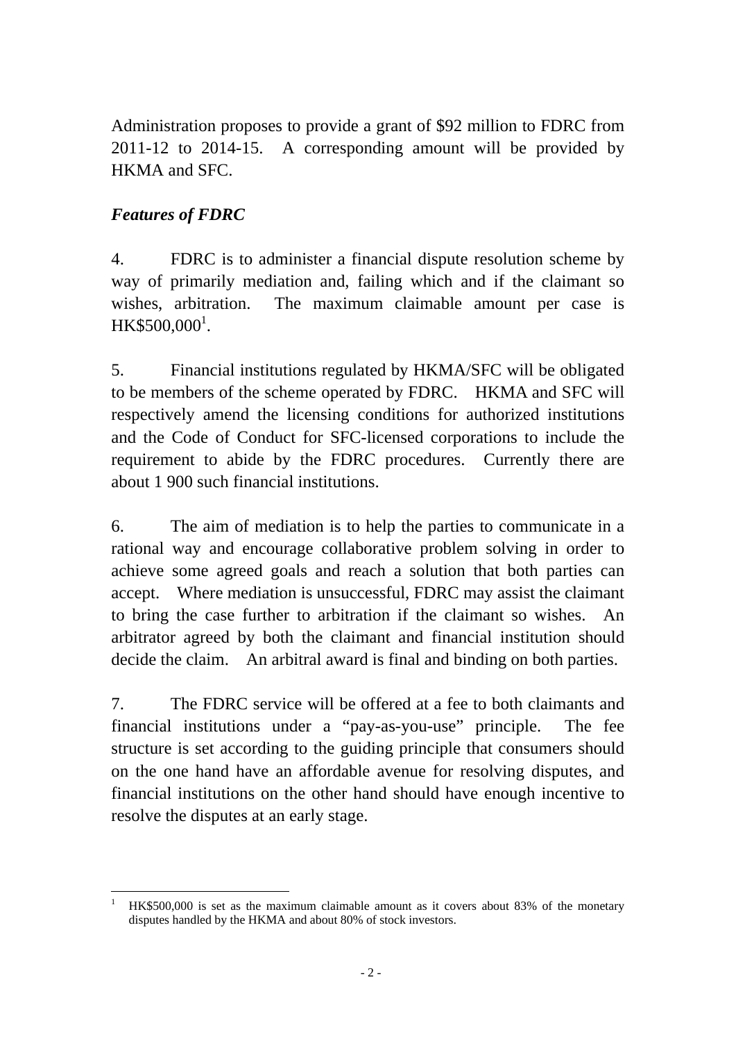Administration proposes to provide a grant of $92 million to FDRC from 2011-12 to 2014-15. A corresponding amount will be provided by HKMA and SFC.

### *Features of FDRC*

4. FDRC is to administer a financial dispute resolution scheme by way of primarily mediation and, failing which and if the claimant so wishes, arbitration. The maximum claimable amount per case is HK$500,000[1].

5. Financial institutions regulated by HKMA/SFC will be obligated to be members of the scheme operated by FDRC. HKMA and SFC will respectively amend the licensing conditions for authorized institutions and the Code of Conduct for SFC-licensed corporations to include the requirement to abide by the FDRC procedures. Currently there are about 1 900 such financial institutions.

6. The aim of mediation is to help the parties to communicate in a rational way and encourage collaborative problem solving in order to achieve some agreed goals and reach a solution that both parties can accept. Where mediation is unsuccessful, FDRC may assist the claimant to bring the case further to arbitration if the claimant so wishes. An arbitrator agreed by both the claimant and financial institution should decide the claim. An arbitral award is final and binding on both parties.

7. The FDRC service will be offered at a fee to both claimants and financial institutions under a "pay-as-you-use" principle. The fee structure is set according to the guiding principle that consumers should on the one hand have an affordable avenue for resolving disputes, and financial institutions on the other hand should have enough incentive to resolve the disputes at an early stage.

---

[1] HK$500,000 is set as the maximum claimable amount as it covers about 83% of the monetary disputes handled by the HKMA and about 80% of stock investors.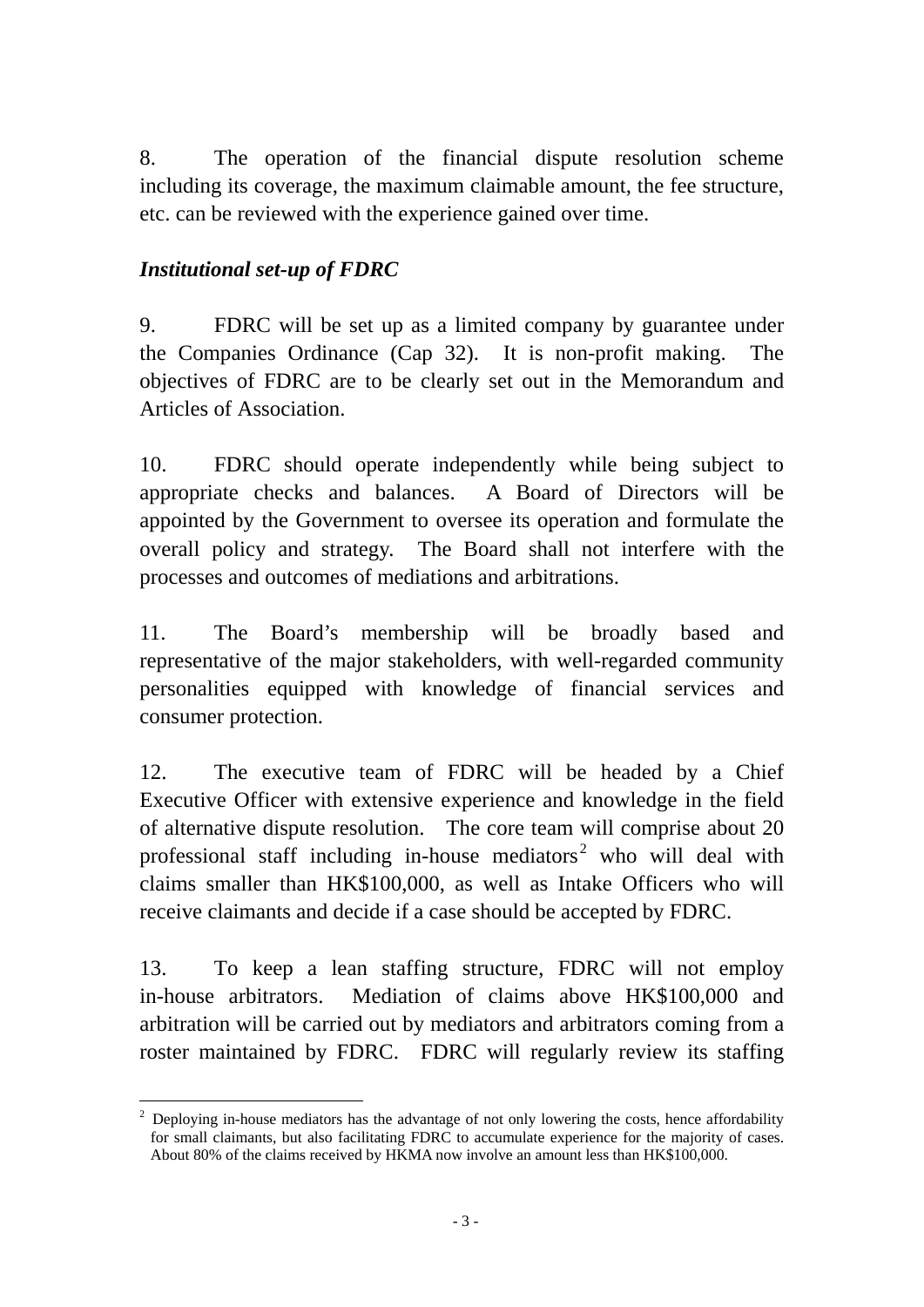8. The operation of the financial dispute resolution scheme including its coverage, the maximum claimable amount, the fee structure, etc. can be reviewed with the experience gained over time.

*Institutional set-up of FDRC*

9. FDRC will be set up as a limited company by guarantee under the Companies Ordinance (Cap 32). It is non-profit making. The objectives of FDRC are to be clearly set out in the Memorandum and Articles of Association.

10. FDRC should operate independently while being subject to appropriate checks and balances. A Board of Directors will be appointed by the Government to oversee its operation and formulate the overall policy and strategy. The Board shall not interfere with the processes and outcomes of mediations and arbitrations.

11. The Board's membership will be broadly based and representative of the major stakeholders, with well-regarded community personalities equipped with knowledge of financial services and consumer protection.

12. The executive team of FDRC will be headed by a Chief Executive Officer with extensive experience and knowledge in the field of alternative dispute resolution. The core team will comprise about 20 professional staff including in-house mediators[2] who will deal with claims smaller than HK$100,000, as well as Intake Officers who will receive claimants and decide if a case should be accepted by FDRC.

13. To keep a lean staffing structure, FDRC will not employ in-house arbitrators. Mediation of claims above HK$100,000 and arbitration will be carried out by mediators and arbitrators coming from a roster maintained by FDRC. FDRC will regularly review its staffing

[2] Deploying in-house mediators has the advantage of not only lowering the costs, hence affordability for small claimants, but also facilitating FDRC to accumulate experience for the majority of cases. About 80% of the claims received by HKMA now involve an amount less than HK$100,000.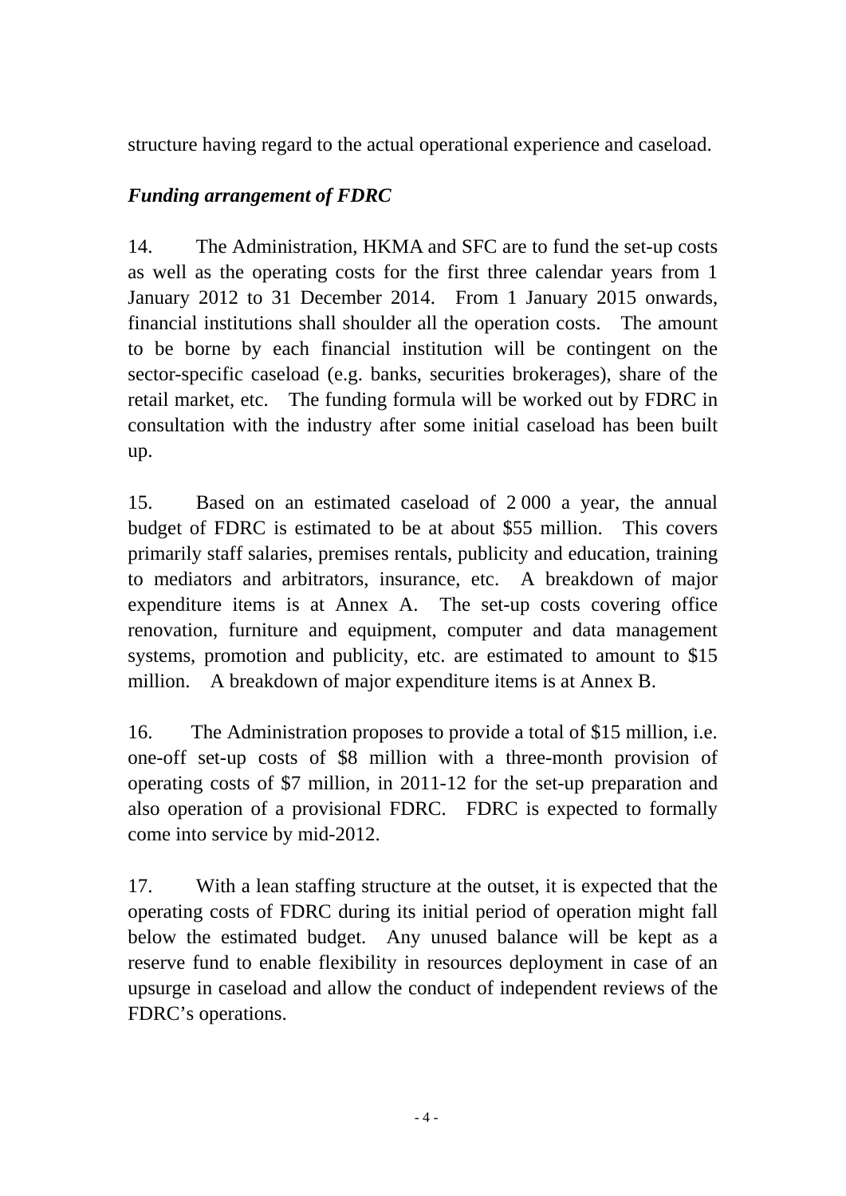structure having regard to the actual operational experience and caseload.

***Funding arrangement of FDRC***

14. The Administration, HKMA and SFC are to fund the set-up costs as well as the operating costs for the first three calendar years from 1 January 2012 to 31 December 2014. From 1 January 2015 onwards, financial institutions shall shoulder all the operation costs. The amount to be borne by each financial institution will be contingent on the sector-specific caseload (e.g. banks, securities brokerages), share of the retail market, etc. The funding formula will be worked out by FDRC in consultation with the industry after some initial caseload has been built up.

15. Based on an estimated caseload of 2 000 a year, the annual budget of FDRC is estimated to be at about $55 million. This covers primarily staff salaries, premises rentals, publicity and education, training to mediators and arbitrators, insurance, etc. A breakdown of major expenditure items is at Annex A. The set-up costs covering office renovation, furniture and equipment, computer and data management systems, promotion and publicity, etc. are estimated to amount to $15 million. A breakdown of major expenditure items is at Annex B.

16. The Administration proposes to provide a total of $15 million, i.e. one-off set-up costs of $8 million with a three-month provision of operating costs of $7 million, in 2011-12 for the set-up preparation and also operation of a provisional FDRC. FDRC is expected to formally come into service by mid-2012.

17. With a lean staffing structure at the outset, it is expected that the operating costs of FDRC during its initial period of operation might fall below the estimated budget. Any unused balance will be kept as a reserve fund to enable flexibility in resources deployment in case of an upsurge in caseload and allow the conduct of independent reviews of the FDRC's operations.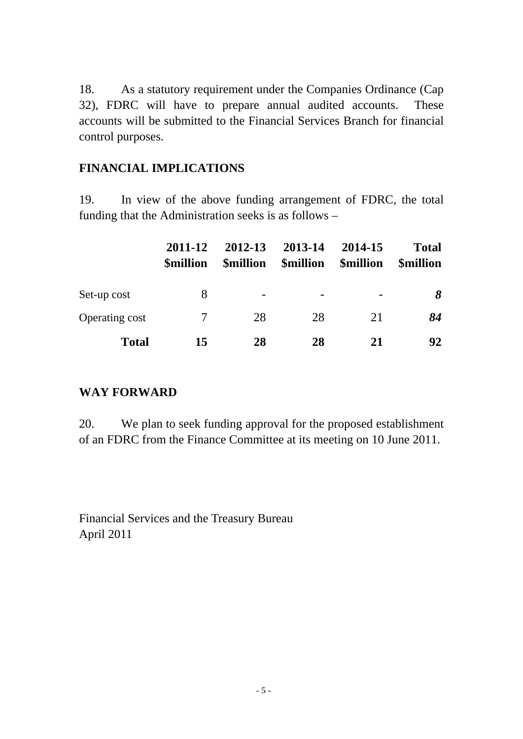18. As a statutory requirement under the Companies Ordinance (Cap 32), FDRC will have to prepare annual audited accounts. These accounts will be submitted to the Financial Services Branch for financial control purposes.

## FINANCIAL IMPLICATIONS

19. In view of the above funding arrangement of FDRC, the total funding that the Administration seeks is as follows –

| | **2011-12 $million** | **2012-13 $million** | **2013-14 $million** | **2014-15 $million** | **Total $million** |
|---|---|---|---|---|---|
| Set-up cost | 8 | - | - | - | ***8*** |
| Operating cost | 7 | 28 | 28 | 21 | ***84*** |
| **Total** | **15** | **28** | **28** | **21** | **92** |

## WAY FORWARD

20. We plan to seek funding approval for the proposed establishment of an FDRC from the Finance Committee at its meeting on 10 June 2011.

Financial Services and the Treasury Bureau
April 2011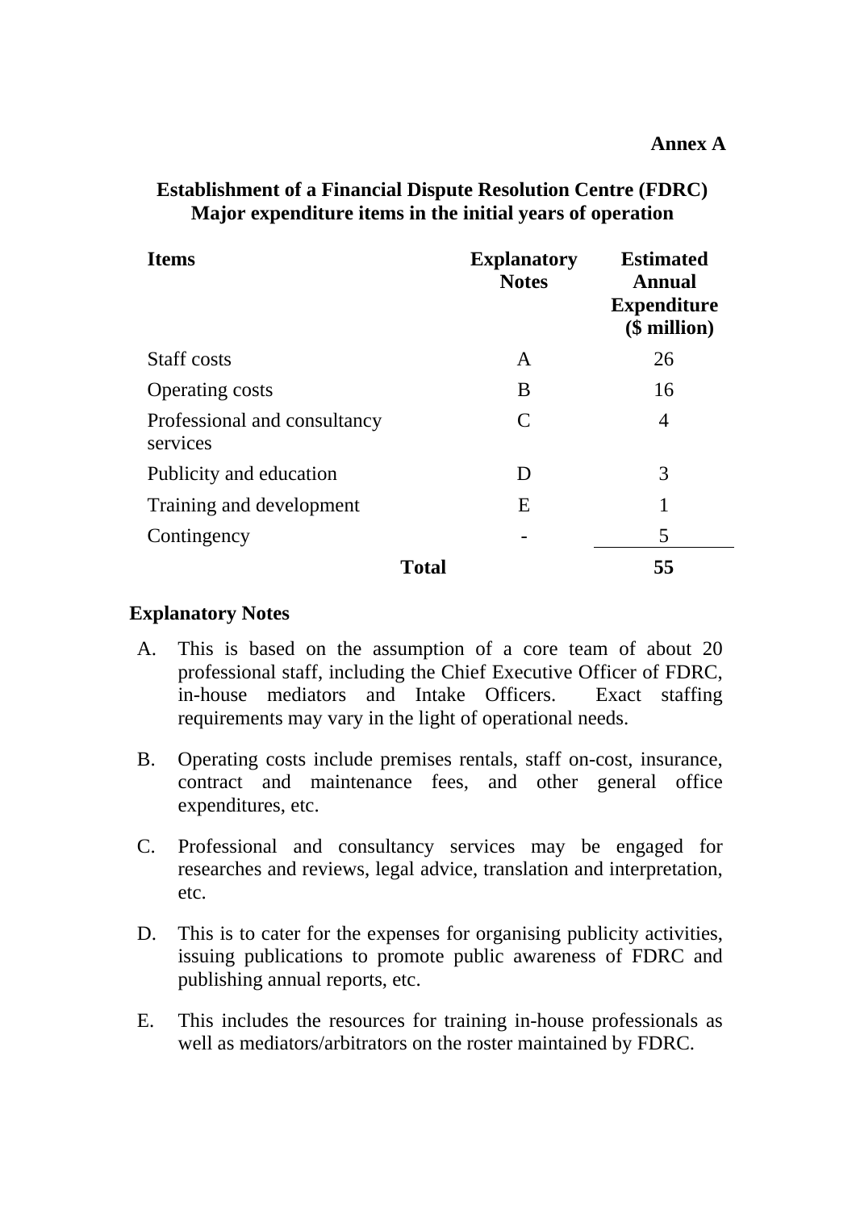**Annex A**

## Establishment of a Financial Dispute Resolution Centre (FDRC)
## Major expenditure items in the initial years of operation

| Items | Explanatory Notes | Estimated Annual Expenditure ($ million) |
|---|---|---|
| Staff costs | A | 26 |
| Operating costs | B | 16 |
| Professional and consultancy services | C | 4 |
| Publicity and education | D | 3 |
| Training and development | E | 1 |
| Contingency | - | 5 |
| **Total** | | **55** |

### Explanatory Notes

A. This is based on the assumption of a core team of about 20 professional staff, including the Chief Executive Officer of FDRC, in-house mediators and Intake Officers. Exact staffing requirements may vary in the light of operational needs.

B. Operating costs include premises rentals, staff on-cost, insurance, contract and maintenance fees, and other general office expenditures, etc.

C. Professional and consultancy services may be engaged for researches and reviews, legal advice, translation and interpretation, etc.

D. This is to cater for the expenses for organising publicity activities, issuing publications to promote public awareness of FDRC and publishing annual reports, etc.

E. This includes the resources for training in-house professionals as well as mediators/arbitrators on the roster maintained by FDRC.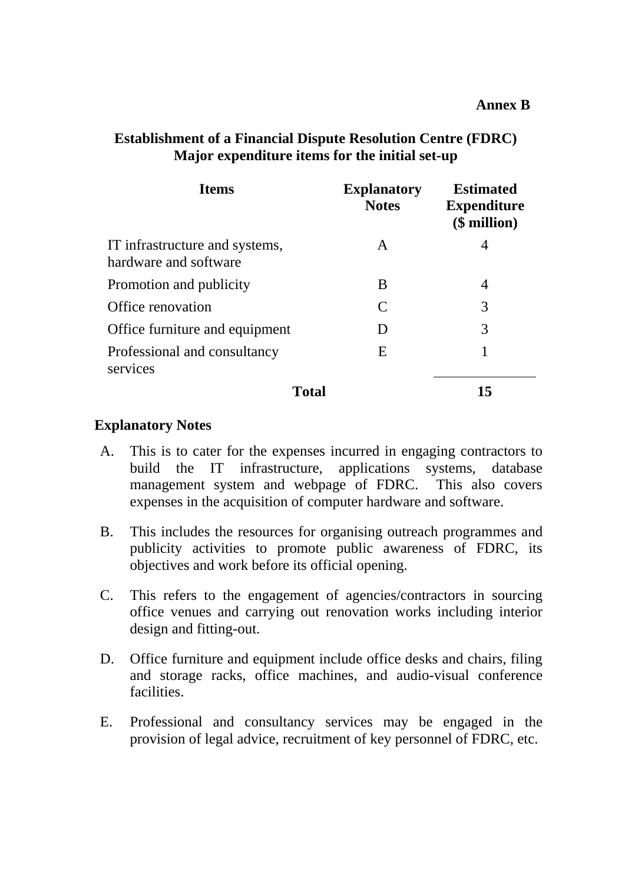**Annex B**

# Establishment of a Financial Dispute Resolution Centre (FDRC)
## Major expenditure items for the initial set-up

| Items | Explanatory Notes | Estimated Expenditure ($ million) |
|---|---|---|
| IT infrastructure and systems, hardware and software | A | 4 |
| Promotion and publicity | B | 4 |
| Office renovation | C | 3 |
| Office furniture and equipment | D | 3 |
| Professional and consultancy services | E | 1 |
| **Total** | | **15** |

**Explanatory Notes**

A. This is to cater for the expenses incurred in engaging contractors to build the IT infrastructure, applications systems, database management system and webpage of FDRC. This also covers expenses in the acquisition of computer hardware and software.

B. This includes the resources for organising outreach programmes and publicity activities to promote public awareness of FDRC, its objectives and work before its official opening.

C. This refers to the engagement of agencies/contractors in sourcing office venues and carrying out renovation works including interior design and fitting-out.

D. Office furniture and equipment include office desks and chairs, filing and storage racks, office machines, and audio-visual conference facilities.

E. Professional and consultancy services may be engaged in the provision of legal advice, recruitment of key personnel of FDRC, etc.